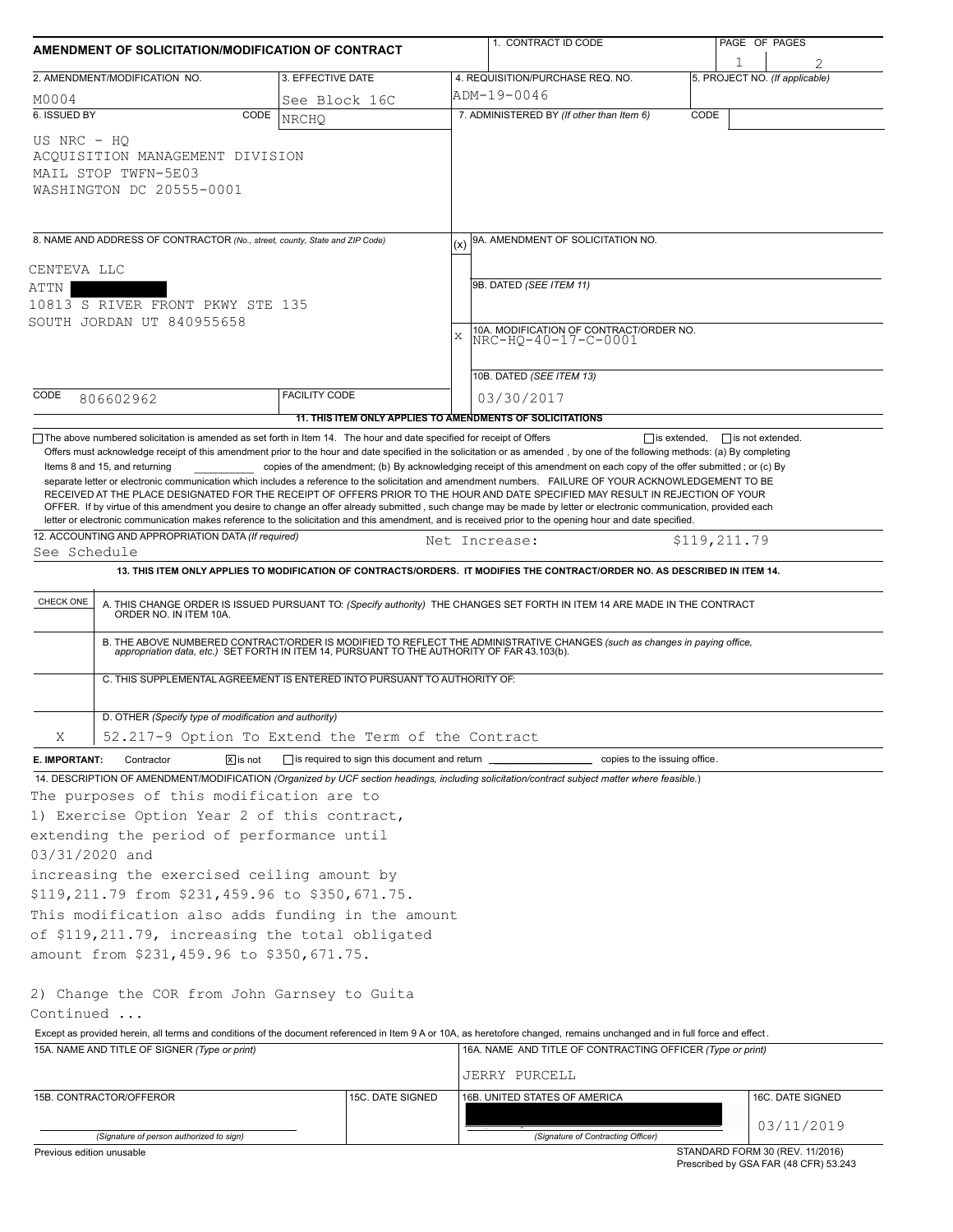# AMENDMENT OF SOLICITATION/MODIFICATION OF CONTRACT

| 1. CONTRACT ID CODE | PAGE OF PAGES |
|---|---|
| | 1 / 2 |

| 2. AMENDMENT/MODIFICATION NO. | 3. EFFECTIVE DATE | 4. REQUISITION/PURCHASE REQ. NO. | 5. PROJECT NO. (If applicable) |
|---|---|---|---|
| M0004 | See Block 16C | ADM-19-0046 | |

**6. ISSUED BY** CODE NRCHQ

US NRC - HQ
ACQUISITION MANAGEMENT DIVISION
MAIL STOP TWFN-5E03
WASHINGTON DC 20555-0001

**7. ADMINISTERED BY** (If other than Item 6) CODE

**8. NAME AND ADDRESS OF CONTRACTOR** (No., street, county, State and ZIP Code)

CENTEVA LLC
ATTN [redacted]
10813 S RIVER FRONT PKWY STE 135
SOUTH JORDAN UT 840955658

CODE 806602962 | FACILITY CODE

(x) 9A. AMENDMENT OF SOLICITATION NO.

9B. DATED (SEE ITEM 11)

X 10A. MODIFICATION OF CONTRACT/ORDER NO.
NRC-HQ-40-17-C-0001

10B. DATED (SEE ITEM 13)
03/30/2017

**11. THIS ITEM ONLY APPLIES TO AMENDMENTS OF SOLICITATIONS**

☐ The above numbered solicitation is amended as set forth in Item 14. The hour and date specified for receipt of Offers ☐ is extended, ☐ is not extended.
Offers must acknowledge receipt of this amendment prior to the hour and date specified in the solicitation or as amended , by one of the following methods: (a) By completing Items 8 and 15, and returning __________ copies of the amendment; (b) By acknowledging receipt of this amendment on each copy of the offer submitted ; or (c) By separate letter or electronic communication which includes a reference to the solicitation and amendment numbers. FAILURE OF YOUR ACKNOWLEDGEMENT TO BE RECEIVED AT THE PLACE DESIGNATED FOR THE RECEIPT OF OFFERS PRIOR TO THE HOUR AND DATE SPECIFIED MAY RESULT IN REJECTION OF YOUR OFFER. If by virtue of this amendment you desire to change an offer already submitted , such change may be made by letter or electronic communication, provided each letter or electronic communication makes reference to the solicitation and this amendment, and is received prior to the opening hour and date specified.

**12. ACCOUNTING AND APPROPRIATION DATA** (If required)
See Schedule — Net Increase: $119,211.79

**13. THIS ITEM ONLY APPLIES TO MODIFICATION OF CONTRACTS/ORDERS. IT MODIFIES THE CONTRACT/ORDER NO. AS DESCRIBED IN ITEM 14.**

| CHECK ONE | |
|---|---|
| | A. THIS CHANGE ORDER IS ISSUED PURSUANT TO: (Specify authority) THE CHANGES SET FORTH IN ITEM 14 ARE MADE IN THE CONTRACT ORDER NO. IN ITEM 10A. |
| | B. THE ABOVE NUMBERED CONTRACT/ORDER IS MODIFIED TO REFLECT THE ADMINISTRATIVE CHANGES (such as changes in paying office, appropriation data, etc.) SET FORTH IN ITEM 14, PURSUANT TO THE AUTHORITY OF FAR 43.103(b). |
| | C. THIS SUPPLEMENTAL AGREEMENT IS ENTERED INTO PURSUANT TO AUTHORITY OF: |
| X | D. OTHER (Specify type of modification and authority) 52.217-9 Option To Extend the Term of the Contract |

**E. IMPORTANT:** Contractor ☒ is not ☐ is required to sign this document and return __________ copies to the issuing office.

**14. DESCRIPTION OF AMENDMENT/MODIFICATION** (Organized by UCF section headings, including solicitation/contract subject matter where feasible.)

The purposes of this modification are to

1) Exercise Option Year 2 of this contract, extending the period of performance until 03/31/2020 and increasing the exercised ceiling amount by $119,211.79 from $231,459.96 to $350,671.75.
This modification also adds funding in the amount of $119,211.79, increasing the total obligated amount from $231,459.96 to $350,671.75.

2) Change the COR from John Garnsey to Guita
Continued ...

Except as provided herein, all terms and conditions of the document referenced in Item 9 A or 10A, as heretofore changed, remains unchanged and in full force and effect.

| 15A. NAME AND TITLE OF SIGNER (Type or print) | | 16A. NAME AND TITLE OF CONTRACTING OFFICER (Type or print) | |
|---|---|---|---|
| | | JERRY PURCELL | |
| **15B. CONTRACTOR/OFFEROR** | **15C. DATE SIGNED** | **16B. UNITED STATES OF AMERICA** | **16C. DATE SIGNED** |
| (Signature of person authorized to sign) | | [redacted] (Signature of Contracting Officer) | 03/11/2019 |

Previous edition unusable

STANDARD FORM 30 (REV. 11/2016)
Prescribed by GSA FAR (48 CFR) 53.243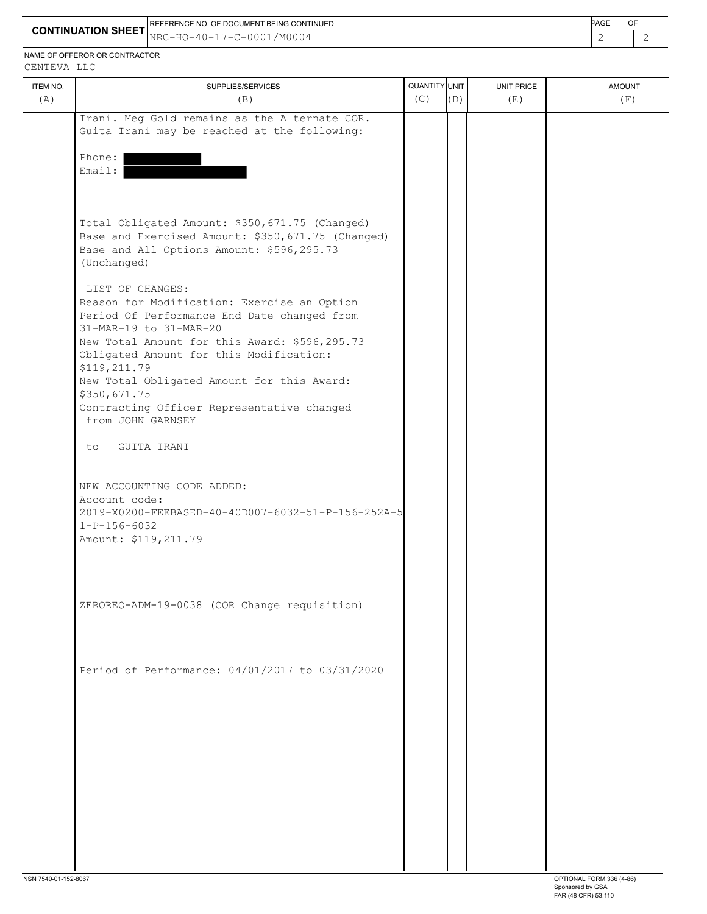**CONTINUATION SHEET**

REFERENCE NO. OF DOCUMENT BEING CONTINUED: NRC-HQ-40-17-C-0001/M0004

NAME OF OFFEROR OR CONTRACTOR: CENTEVA LLC

| ITEM NO. (A) | SUPPLIES/SERVICES (B) | QUANTITY (C) | UNIT (D) | UNIT PRICE (E) | AMOUNT (F) |
|---|---|---|---|---|---|
| | Irani. Meg Gold remains as the Alternate COR. Guita Irani may be reached at the following:<br><br>Phone: [REDACTED]<br>Email: [REDACTED]<br><br>Total Obligated Amount: $350,671.75 (Changed)<br>Base and Exercised Amount: $350,671.75 (Changed)<br>Base and All Options Amount: $596,295.73 (Unchanged)<br><br>LIST OF CHANGES:<br>Reason for Modification: Exercise an Option<br>Period Of Performance End Date changed from 31-MAR-19 to 31-MAR-20<br>New Total Amount for this Award: $596,295.73<br>Obligated Amount for this Modification: $119,211.79<br>New Total Obligated Amount for this Award: $350,671.75<br>Contracting Officer Representative changed from JOHN GARNSEY<br><br>to GUITA IRANI<br><br>NEW ACCOUNTING CODE ADDED:<br>Account code:<br>2019-X0200-FEEBASED-40-40D007-6032-51-P-156-252A-51-P-156-6032<br>Amount: $119,211.79<br><br>ZEROREQ-ADM-19-0038 (COR Change requisition)<br><br>Period of Performance: 04/01/2017 to 03/31/2020 | | | | |

NSN 7540-01-152-8067

OPTIONAL FORM 336 (4-86)
Sponsored by GSA
FAR (48 CFR) 53.110